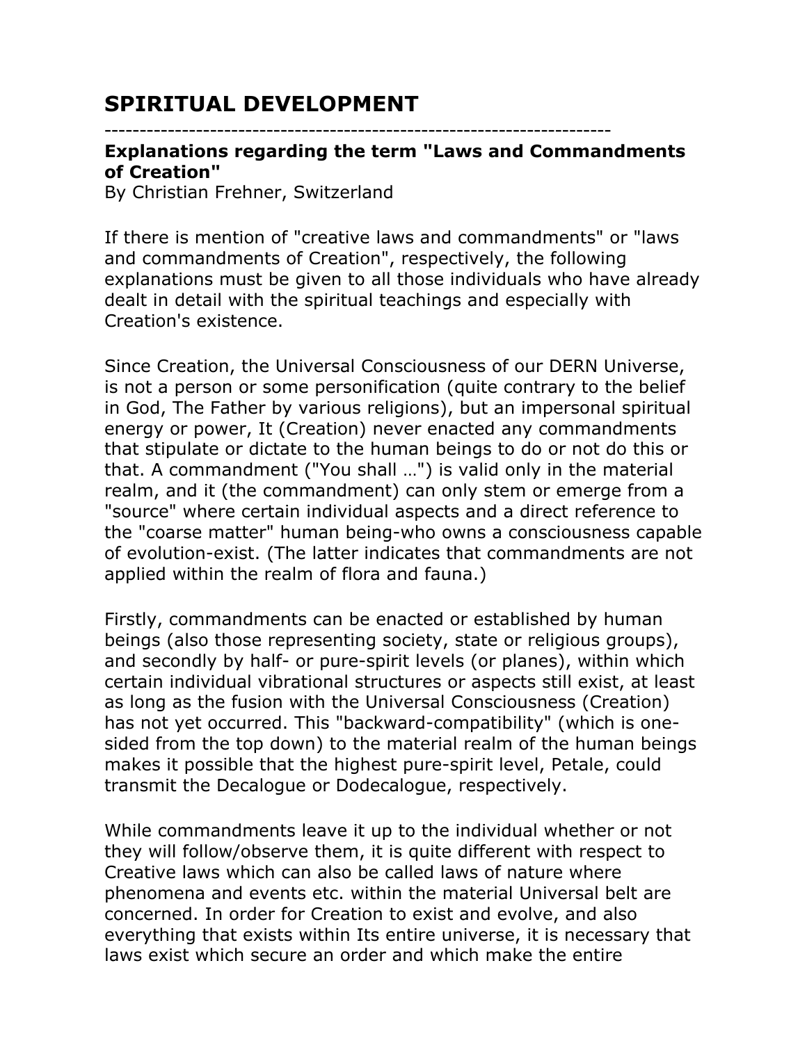# SPIRITUAL DEVELOPMENT

----------------------------------------------------------------------

**Explanations regarding the term "Laws and Commandments of Creation"**

By Christian Frehner, Switzerland

If there is mention of "creative laws and commandments" or "laws and commandments of Creation", respectively, the following explanations must be given to all those individuals who have already dealt in detail with the spiritual teachings and especially with Creation's existence.

Since Creation, the Universal Consciousness of our DERN Universe, is not a person or some personification (quite contrary to the belief in God, The Father by various religions), but an impersonal spiritual energy or power, It (Creation) never enacted any commandments that stipulate or dictate to the human beings to do or not do this or that. A commandment ("You shall …") is valid only in the material realm, and it (the commandment) can only stem or emerge from a "source" where certain individual aspects and a direct reference to the "coarse matter" human being-who owns a consciousness capable of evolution-exist. (The latter indicates that commandments are not applied within the realm of flora and fauna.)

Firstly, commandments can be enacted or established by human beings (also those representing society, state or religious groups), and secondly by half- or pure-spirit levels (or planes), within which certain individual vibrational structures or aspects still exist, at least as long as the fusion with the Universal Consciousness (Creation) has not yet occurred. This "backward-compatibility" (which is one-sided from the top down) to the material realm of the human beings makes it possible that the highest pure-spirit level, Petale, could transmit the Decalogue or Dodecalogue, respectively.

While commandments leave it up to the individual whether or not they will follow/observe them, it is quite different with respect to Creative laws which can also be called laws of nature where phenomena and events etc. within the material Universal belt are concerned. In order for Creation to exist and evolve, and also everything that exists within Its entire universe, it is necessary that laws exist which secure an order and which make the entire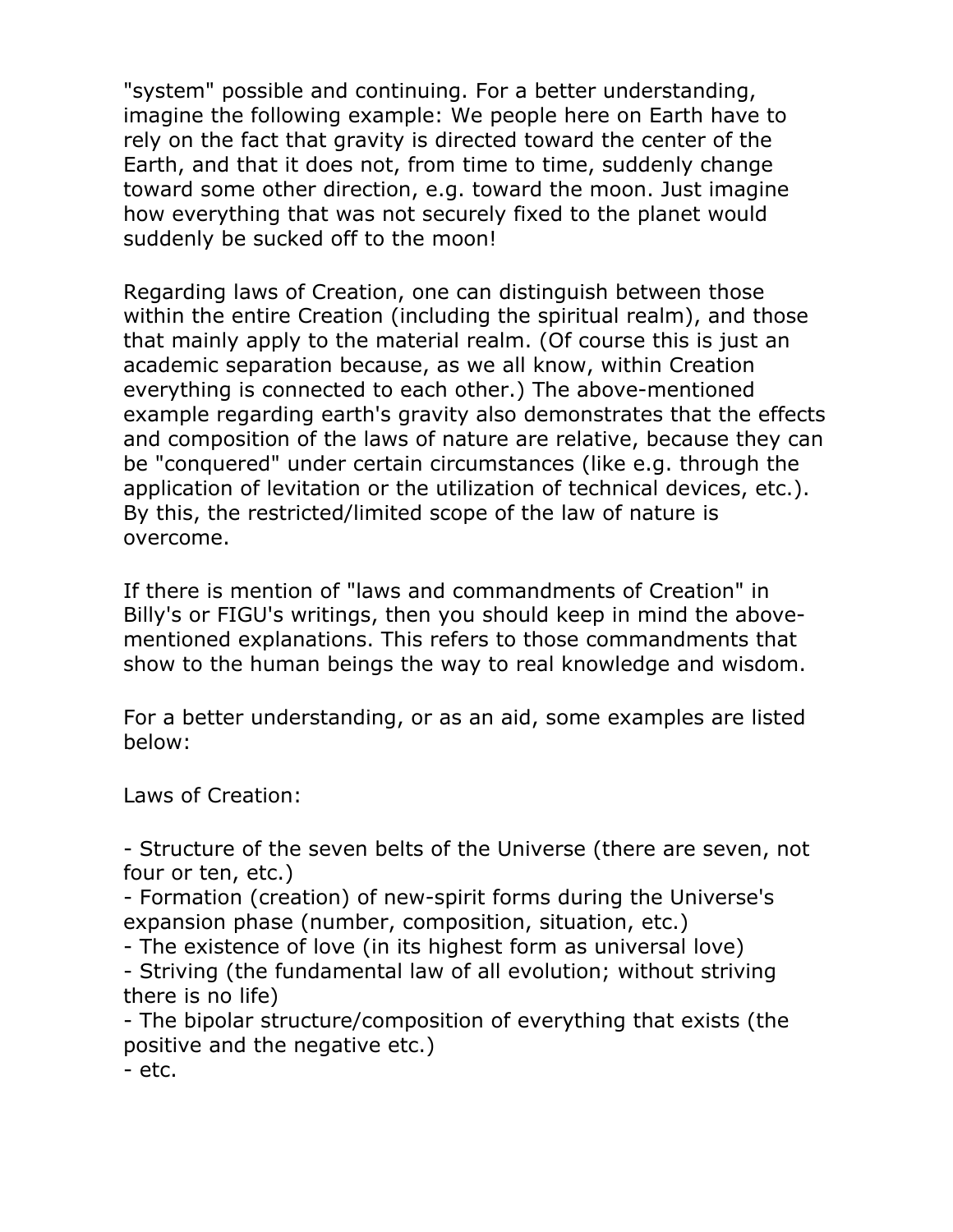"system" possible and continuing. For a better understanding, imagine the following example: We people here on Earth have to rely on the fact that gravity is directed toward the center of the Earth, and that it does not, from time to time, suddenly change toward some other direction, e.g. toward the moon. Just imagine how everything that was not securely fixed to the planet would suddenly be sucked off to the moon!

Regarding laws of Creation, one can distinguish between those within the entire Creation (including the spiritual realm), and those that mainly apply to the material realm. (Of course this is just an academic separation because, as we all know, within Creation everything is connected to each other.) The above-mentioned example regarding earth's gravity also demonstrates that the effects and composition of the laws of nature are relative, because they can be "conquered" under certain circumstances (like e.g. through the application of levitation or the utilization of technical devices, etc.). By this, the restricted/limited scope of the law of nature is overcome.

If there is mention of "laws and commandments of Creation" in Billy's or FIGU's writings, then you should keep in mind the above-mentioned explanations. This refers to those commandments that show to the human beings the way to real knowledge and wisdom.

For a better understanding, or as an aid, some examples are listed below:

Laws of Creation:

- Structure of the seven belts of the Universe (there are seven, not four or ten, etc.)
- Formation (creation) of new-spirit forms during the Universe's expansion phase (number, composition, situation, etc.)
- The existence of love (in its highest form as universal love)
- Striving (the fundamental law of all evolution; without striving there is no life)
- The bipolar structure/composition of everything that exists (the positive and the negative etc.)
- etc.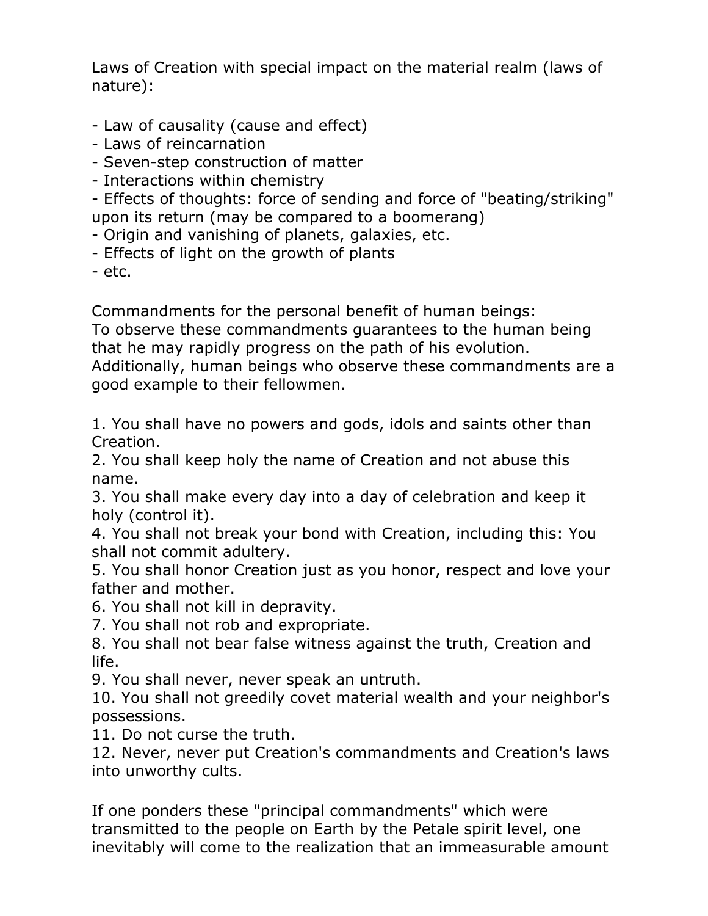Laws of Creation with special impact on the material realm (laws of nature):

- Law of causality (cause and effect)
- Laws of reincarnation
- Seven-step construction of matter
- Interactions within chemistry
- Effects of thoughts: force of sending and force of "beating/striking" upon its return (may be compared to a boomerang)
- Origin and vanishing of planets, galaxies, etc.
- Effects of light on the growth of plants
- etc.

Commandments for the personal benefit of human beings:
To observe these commandments guarantees to the human being that he may rapidly progress on the path of his evolution. Additionally, human beings who observe these commandments are a good example to their fellowmen.

1. You shall have no powers and gods, idols and saints other than Creation.
2. You shall keep holy the name of Creation and not abuse this name.
3. You shall make every day into a day of celebration and keep it holy (control it).
4. You shall not break your bond with Creation, including this: You shall not commit adultery.
5. You shall honor Creation just as you honor, respect and love your father and mother.
6. You shall not kill in depravity.
7. You shall not rob and expropriate.
8. You shall not bear false witness against the truth, Creation and life.
9. You shall never, never speak an untruth.
10. You shall not greedily covet material wealth and your neighbor's possessions.
11. Do not curse the truth.
12. Never, never put Creation's commandments and Creation's laws into unworthy cults.

If one ponders these "principal commandments" which were transmitted to the people on Earth by the Petale spirit level, one inevitably will come to the realization that an immeasurable amount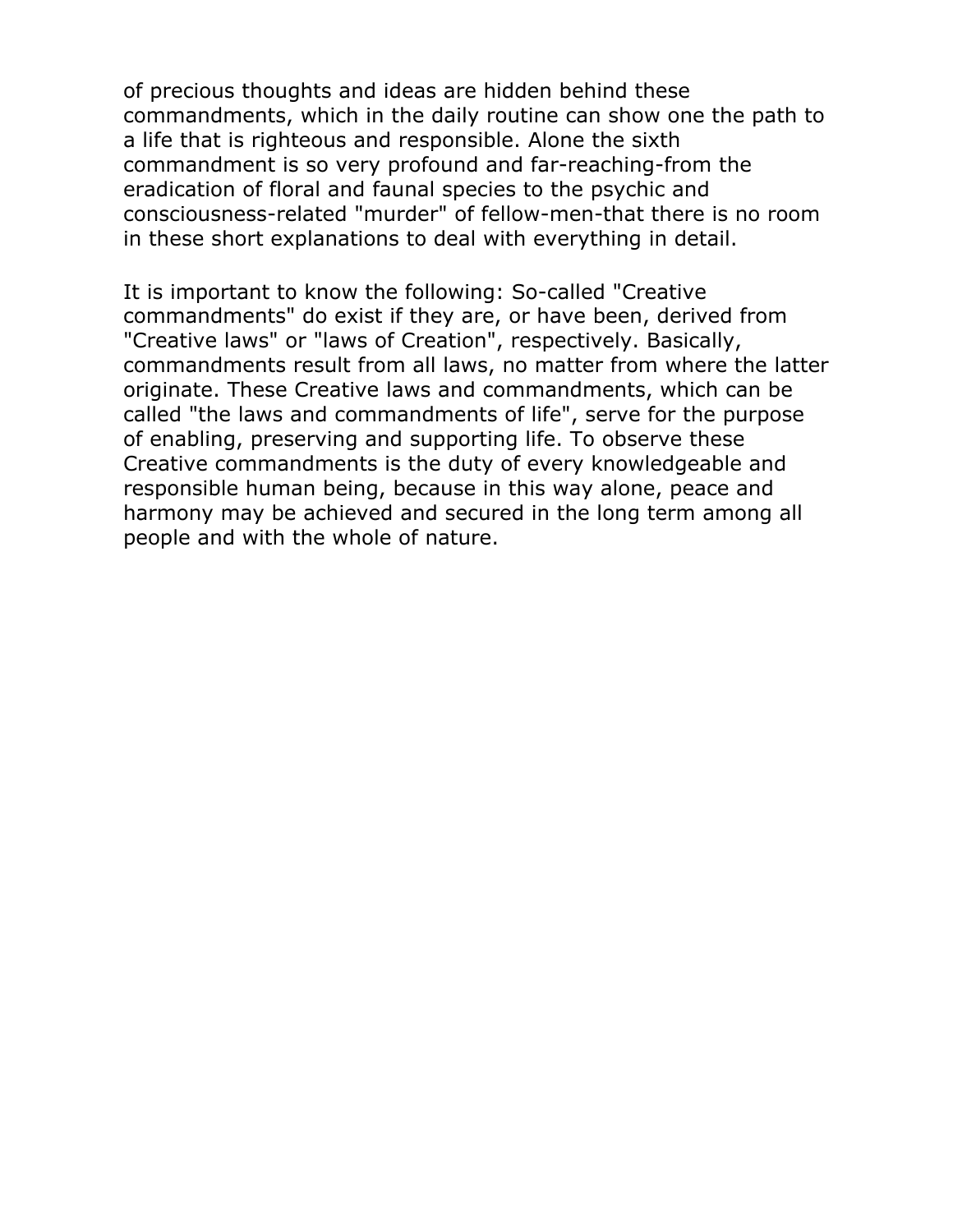of precious thoughts and ideas are hidden behind these commandments, which in the daily routine can show one the path to a life that is righteous and responsible. Alone the sixth commandment is so very profound and far-reaching-from the eradication of floral and faunal species to the psychic and consciousness-related "murder" of fellow-men-that there is no room in these short explanations to deal with everything in detail.

It is important to know the following: So-called "Creative commandments" do exist if they are, or have been, derived from "Creative laws" or "laws of Creation", respectively. Basically, commandments result from all laws, no matter from where the latter originate. These Creative laws and commandments, which can be called "the laws and commandments of life", serve for the purpose of enabling, preserving and supporting life. To observe these Creative commandments is the duty of every knowledgeable and responsible human being, because in this way alone, peace and harmony may be achieved and secured in the long term among all people and with the whole of nature.